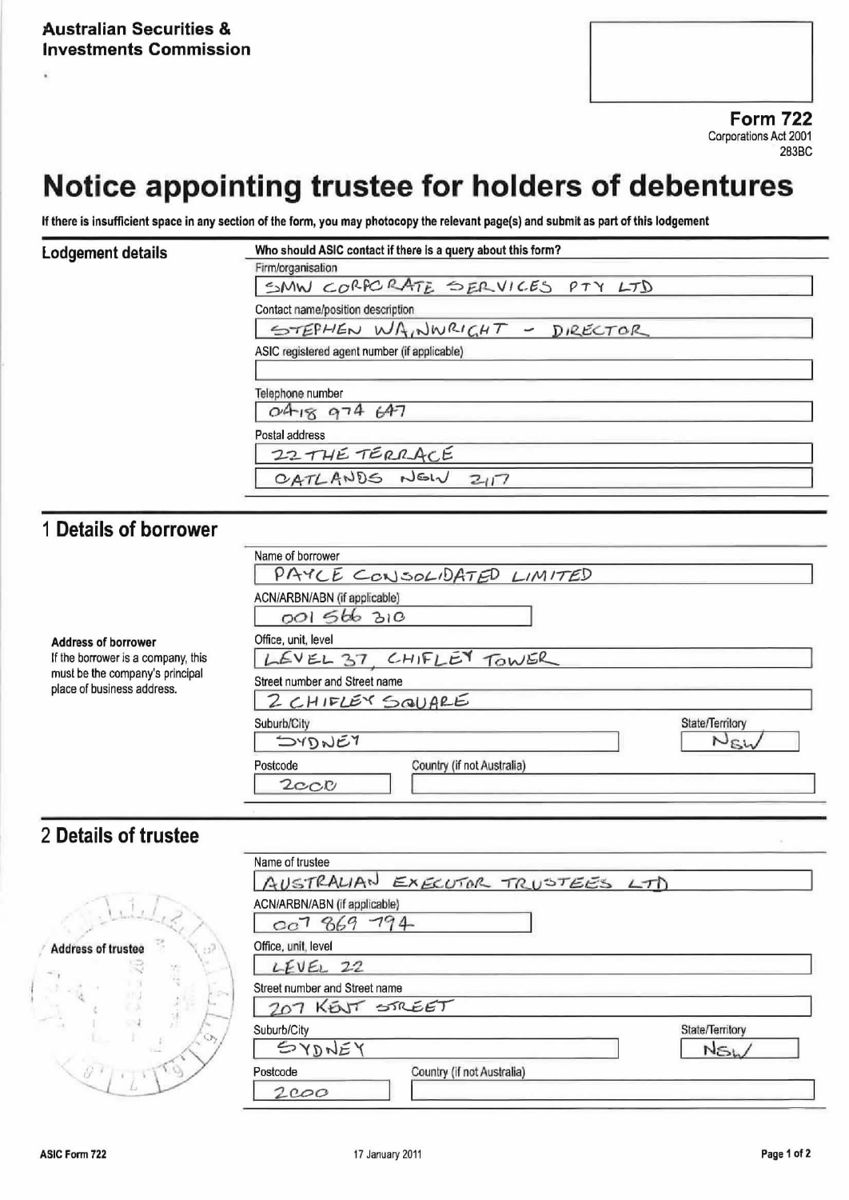**Australian Securities & Investments Commission**

**Form 722**
Corporations Act 2001
283BC

# Notice appointing trustee for holders of debentures

**If there is insufficient space in any section of the form, you may photocopy the relevant page(s) and submit as part of this lodgement**

## Lodgement details

**Who should ASIC contact if there is a query about this form?**

Firm/organisation
SMW CORPORATE SERVICES PTY LTD

Contact name/position description
STEPHEN WAINWRIGHT - DIRECTOR

ASIC registered agent number (if applicable)

Telephone number
0418 974 647

Postal address
22 THE TERRACE
OATLANDS NSW 2117

## 1 Details of borrower

Name of borrower
PAYCE CONSOLIDATED LIMITED

ACN/ARBN/ABN (if applicable)
001 566 310

**Address of borrower**
If the borrower is a company, this must be the company's principal place of business address.

Office, unit, level
LEVEL 37, CHIFLEY TOWER

Street number and Street name
2 CHIFLEY SQUARE

Suburb/City
SYDNEY

State/Territory
NSW

Postcode
2000

Country (if not Australia)

## 2 Details of trustee

Name of trustee
AUSTRALIAN EXECUTOR TRUSTEES LTD

ACN/ARBN/ABN (if applicable)
007 869 794

**Address of trustee**

Office, unit, level
LEVEL 22

Street number and Street name
207 KENT STREET

Suburb/City
SYDNEY

State/Territory
NSW

Postcode
2000

Country (if not Australia)

ASIC Form 722 17 January 2011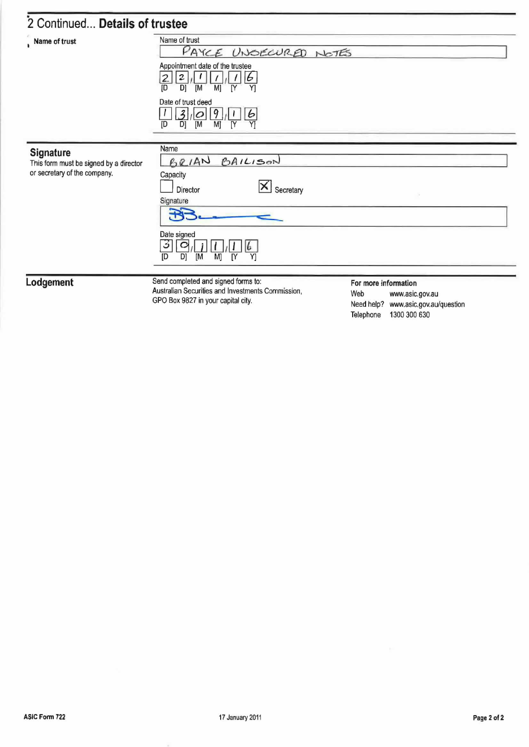## 2 Continued... Details of trustee

**Name of trust**

Name of trust

PAYCE UNSECURED NOTES

Appointment date of the trustee

2 2 / 1 1 / 1 6
[D D] [M M] [Y Y]

Date of trust deed

1 3 / 0 9 / 1 6
[D D] [M M] [Y Y]

## Signature

This form must be signed by a director or secretary of the company.

Name

BRIAN BAILISON

Capacity

☐ Director ☒ Secretary

Signature

Date signed

3 0 / 1 1 / 1 6
[D D] [M M] [Y Y]

## Lodgement

Send completed and signed forms to:
Australian Securities and Investments Commission,
GPO Box 9827 in your capital city.

**For more information**

Web www.asic.gov.au
Need help? www.asic.gov.au/question
Telephone 1300 300 630

ASIC Form 722 17 January 2011